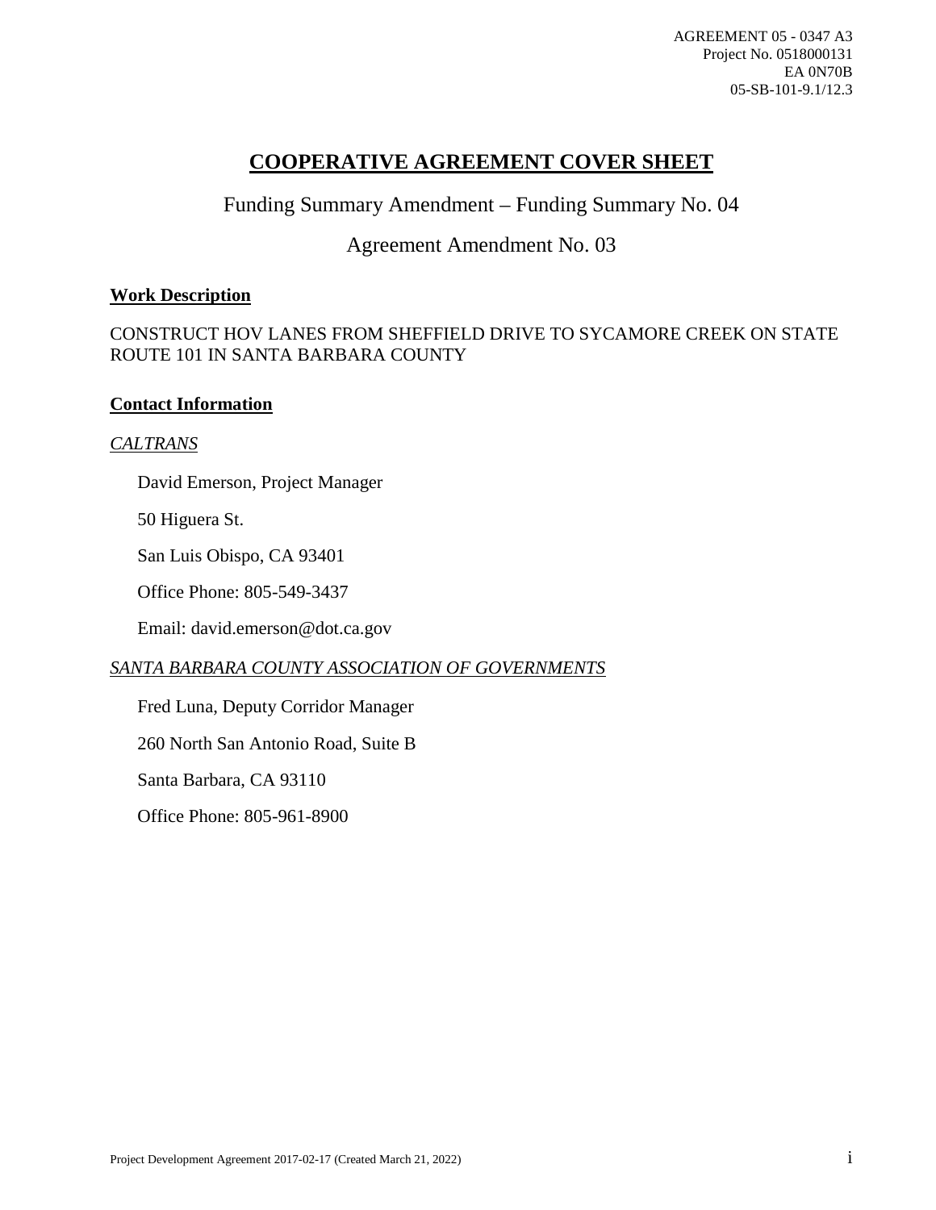AGREEMENT 05 - 0347 A3
Project No. 0518000131
EA 0N70B
05-SB-101-9.1/12.3

# COOPERATIVE AGREEMENT COVER SHEET

Funding Summary Amendment – Funding Summary No. 04

Agreement Amendment No. 03

**Work Description**

CONSTRUCT HOV LANES FROM SHEFFIELD DRIVE TO SYCAMORE CREEK ON STATE ROUTE 101 IN SANTA BARBARA COUNTY

**Contact Information**

*CALTRANS*

David Emerson, Project Manager

50 Higuera St.

San Luis Obispo, CA 93401

Office Phone: 805-549-3437

Email: david.emerson@dot.ca.gov

*SANTA BARBARA COUNTY ASSOCIATION OF GOVERNMENTS*

Fred Luna, Deputy Corridor Manager

260 North San Antonio Road, Suite B

Santa Barbara, CA 93110

Office Phone: 805-961-8900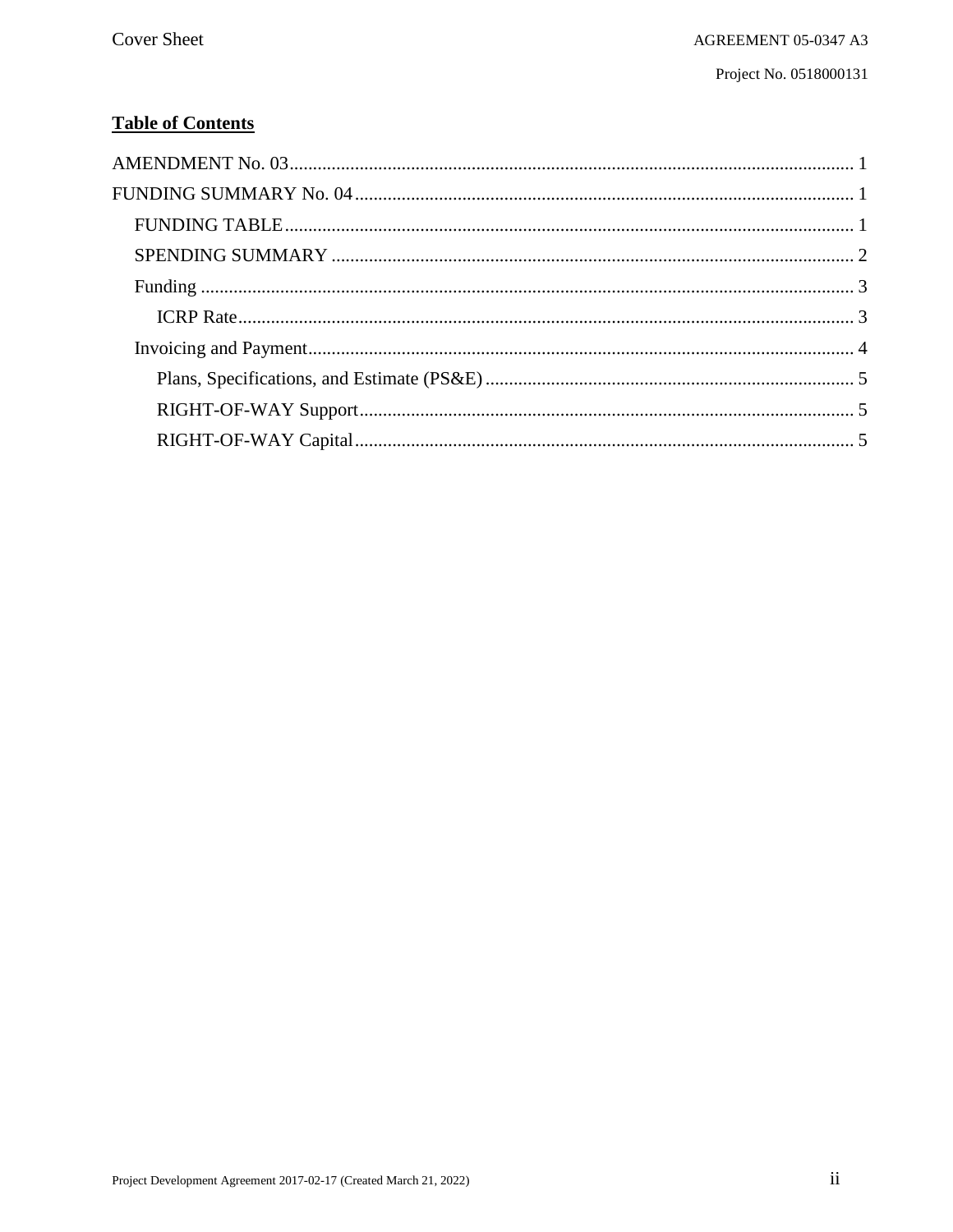**Table of Contents**

- AMENDMENT No. 03 ........ 1
- FUNDING SUMMARY No. 04 ........ 1
  - FUNDING TABLE ........ 1
  - SPENDING SUMMARY ........ 2
  - Funding ........ 3
    - ICRP Rate ........ 3
  - Invoicing and Payment ........ 4
    - Plans, Specifications, and Estimate (PS&E) ........ 5
    - RIGHT-OF-WAY Support ........ 5
    - RIGHT-OF-WAY Capital ........ 5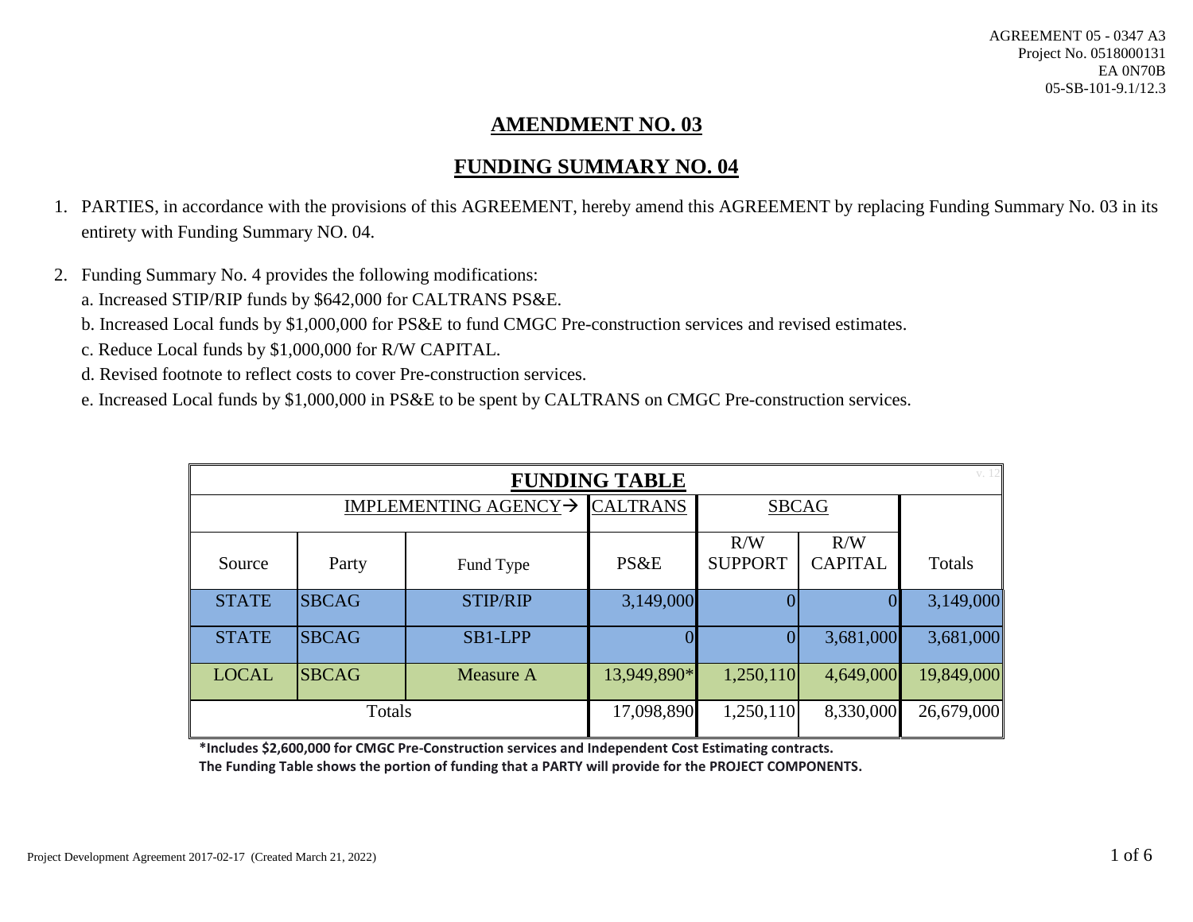AGREEMENT 05 - 0347 A3
Project No. 0518000131
EA 0N70B
05-SB-101-9.1/12.3

## AMENDMENT NO. 03

## FUNDING SUMMARY NO. 04

1. PARTIES, in accordance with the provisions of this AGREEMENT, hereby amend this AGREEMENT by replacing Funding Summary No. 03 in its entirety with Funding Summary NO. 04.

2. Funding Summary No. 4 provides the following modifications:
   a. Increased STIP/RIP funds by $642,000 for CALTRANS PS&E.
   b. Increased Local funds by $1,000,000 for PS&E to fund CMGC Pre-construction services and revised estimates.
   c. Reduce Local funds by $1,000,000 for R/W CAPITAL.
   d. Revised footnote to reflect costs to cover Pre-construction services.
   e. Increased Local funds by $1,000,000 in PS&E to be spent by CALTRANS on CMGC Pre-construction services.

| FUNDING TABLE | | | | | | v. 12 |
|---|---|---|---|---|---|---|
| | | IMPLEMENTING AGENCY→ | CALTRANS | SBCAG | | |
| Source | Party | Fund Type | PS&E | R/W SUPPORT | R/W CAPITAL | Totals |
| STATE | SBCAG | STIP/RIP | 3,149,000 | 0 | 0 | 3,149,000 |
| STATE | SBCAG | SB1-LPP | 0 | 0 | 3,681,000 | 3,681,000 |
| LOCAL | SBCAG | Measure A | 13,949,890* | 1,250,110 | 4,649,000 | 19,849,000 |
| Totals | | | 17,098,890 | 1,250,110 | 8,330,000 | 26,679,000 |

**\*Includes $2,600,000 for CMGC Pre-Construction services and Independent Cost Estimating contracts.**
**The Funding Table shows the portion of funding that a PARTY will provide for the PROJECT COMPONENTS.**

Project Development Agreement 2017-02-17 (Created March 21, 2022)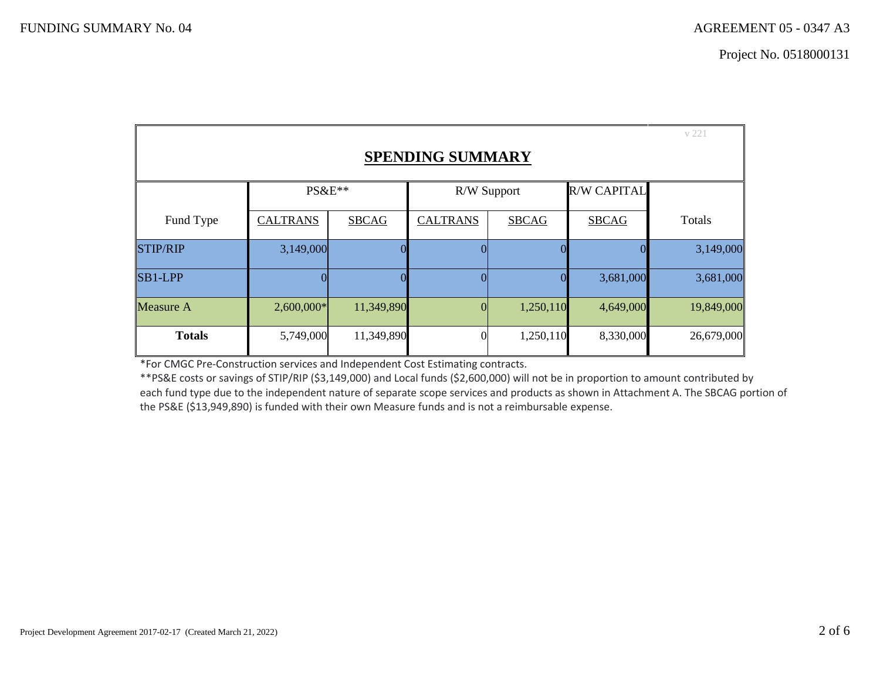FUNDING SUMMARY No. 04

AGREEMENT 05 - 0347 A3

Project No. 0518000131

v 221

## SPENDING SUMMARY

| | PS&E** | | R/W Support | | R/W CAPITAL | |
|---|---|---|---|---|---|---|
| Fund Type | CALTRANS | SBCAG | CALTRANS | SBCAG | SBCAG | Totals |
| STIP/RIP | 3,149,000 | 0 | 0 | 0 | 0 | 3,149,000 |
| SB1-LPP | 0 | 0 | 0 | 0 | 3,681,000 | 3,681,000 |
| Measure A | 2,600,000* | 11,349,890 | 0 | 1,250,110 | 4,649,000 | 19,849,000 |
| **Totals** | 5,749,000 | 11,349,890 | 0 | 1,250,110 | 8,330,000 | 26,679,000 |

*For CMGC Pre-Construction services and Independent Cost Estimating contracts.

**PS&E costs or savings of STIP/RIP ($3,149,000) and Local funds ($2,600,000) will not be in proportion to amount contributed by each fund type due to the independent nature of separate scope services and products as shown in Attachment A. The SBCAG portion of the PS&E ($13,949,890) is funded with their own Measure funds and is not a reimbursable expense.

Project Development Agreement 2017-02-17 (Created March 21, 2022)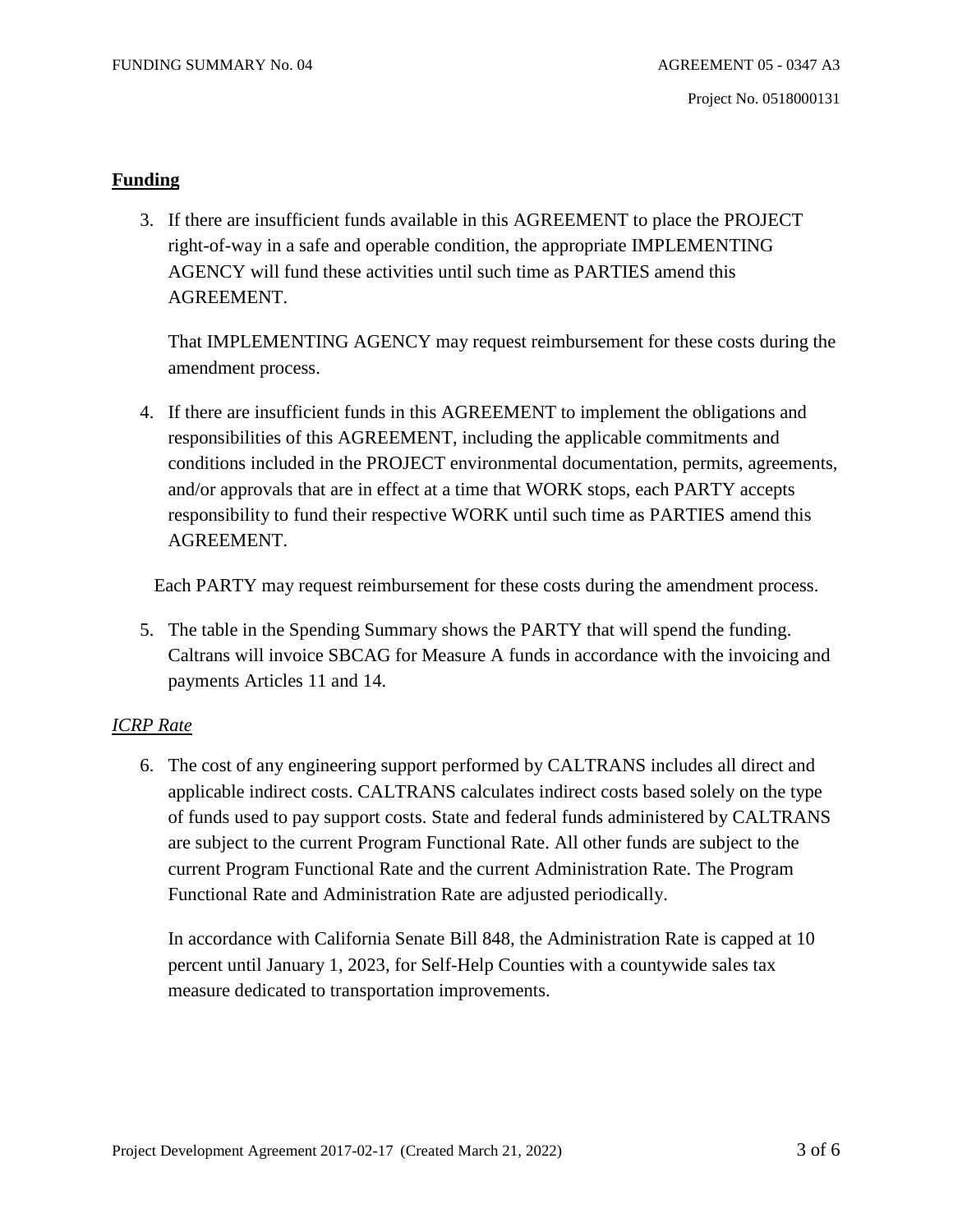## Funding

3. If there are insufficient funds available in this AGREEMENT to place the PROJECT right-of-way in a safe and operable condition, the appropriate IMPLEMENTING AGENCY will fund these activities until such time as PARTIES amend this AGREEMENT.

   That IMPLEMENTING AGENCY may request reimbursement for these costs during the amendment process.

4. If there are insufficient funds in this AGREEMENT to implement the obligations and responsibilities of this AGREEMENT, including the applicable commitments and conditions included in the PROJECT environmental documentation, permits, agreements, and/or approvals that are in effect at a time that WORK stops, each PARTY accepts responsibility to fund their respective WORK until such time as PARTIES amend this AGREEMENT.

   Each PARTY may request reimbursement for these costs during the amendment process.

5. The table in the Spending Summary shows the PARTY that will spend the funding. Caltrans will invoice SBCAG for Measure A funds in accordance with the invoicing and payments Articles 11 and 14.

### *ICRP Rate*

6. The cost of any engineering support performed by CALTRANS includes all direct and applicable indirect costs. CALTRANS calculates indirect costs based solely on the type of funds used to pay support costs. State and federal funds administered by CALTRANS are subject to the current Program Functional Rate. All other funds are subject to the current Program Functional Rate and the current Administration Rate. The Program Functional Rate and Administration Rate are adjusted periodically.

   In accordance with California Senate Bill 848, the Administration Rate is capped at 10 percent until January 1, 2023, for Self-Help Counties with a countywide sales tax measure dedicated to transportation improvements.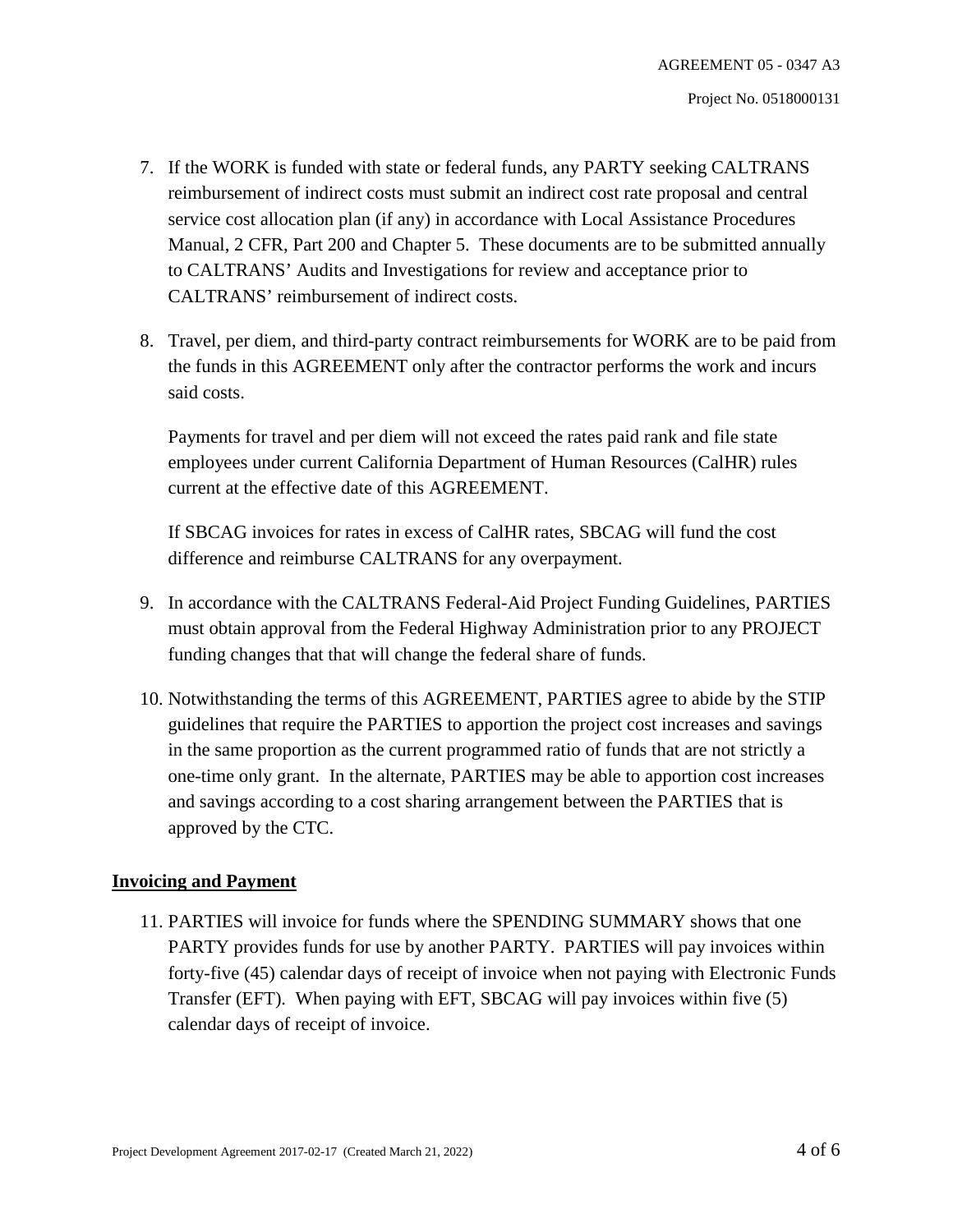7. If the WORK is funded with state or federal funds, any PARTY seeking CALTRANS reimbursement of indirect costs must submit an indirect cost rate proposal and central service cost allocation plan (if any) in accordance with Local Assistance Procedures Manual, 2 CFR, Part 200 and Chapter 5. These documents are to be submitted annually to CALTRANS' Audits and Investigations for review and acceptance prior to CALTRANS' reimbursement of indirect costs.

8. Travel, per diem, and third-party contract reimbursements for WORK are to be paid from the funds in this AGREEMENT only after the contractor performs the work and incurs said costs.

   Payments for travel and per diem will not exceed the rates paid rank and file state employees under current California Department of Human Resources (CalHR) rules current at the effective date of this AGREEMENT.

   If SBCAG invoices for rates in excess of CalHR rates, SBCAG will fund the cost difference and reimburse CALTRANS for any overpayment.

9. In accordance with the CALTRANS Federal-Aid Project Funding Guidelines, PARTIES must obtain approval from the Federal Highway Administration prior to any PROJECT funding changes that that will change the federal share of funds.

10. Notwithstanding the terms of this AGREEMENT, PARTIES agree to abide by the STIP guidelines that require the PARTIES to apportion the project cost increases and savings in the same proportion as the current programmed ratio of funds that are not strictly a one-time only grant. In the alternate, PARTIES may be able to apportion cost increases and savings according to a cost sharing arrangement between the PARTIES that is approved by the CTC.

## Invoicing and Payment

11. PARTIES will invoice for funds where the SPENDING SUMMARY shows that one PARTY provides funds for use by another PARTY. PARTIES will pay invoices within forty-five (45) calendar days of receipt of invoice when not paying with Electronic Funds Transfer (EFT). When paying with EFT, SBCAG will pay invoices within five (5) calendar days of receipt of invoice.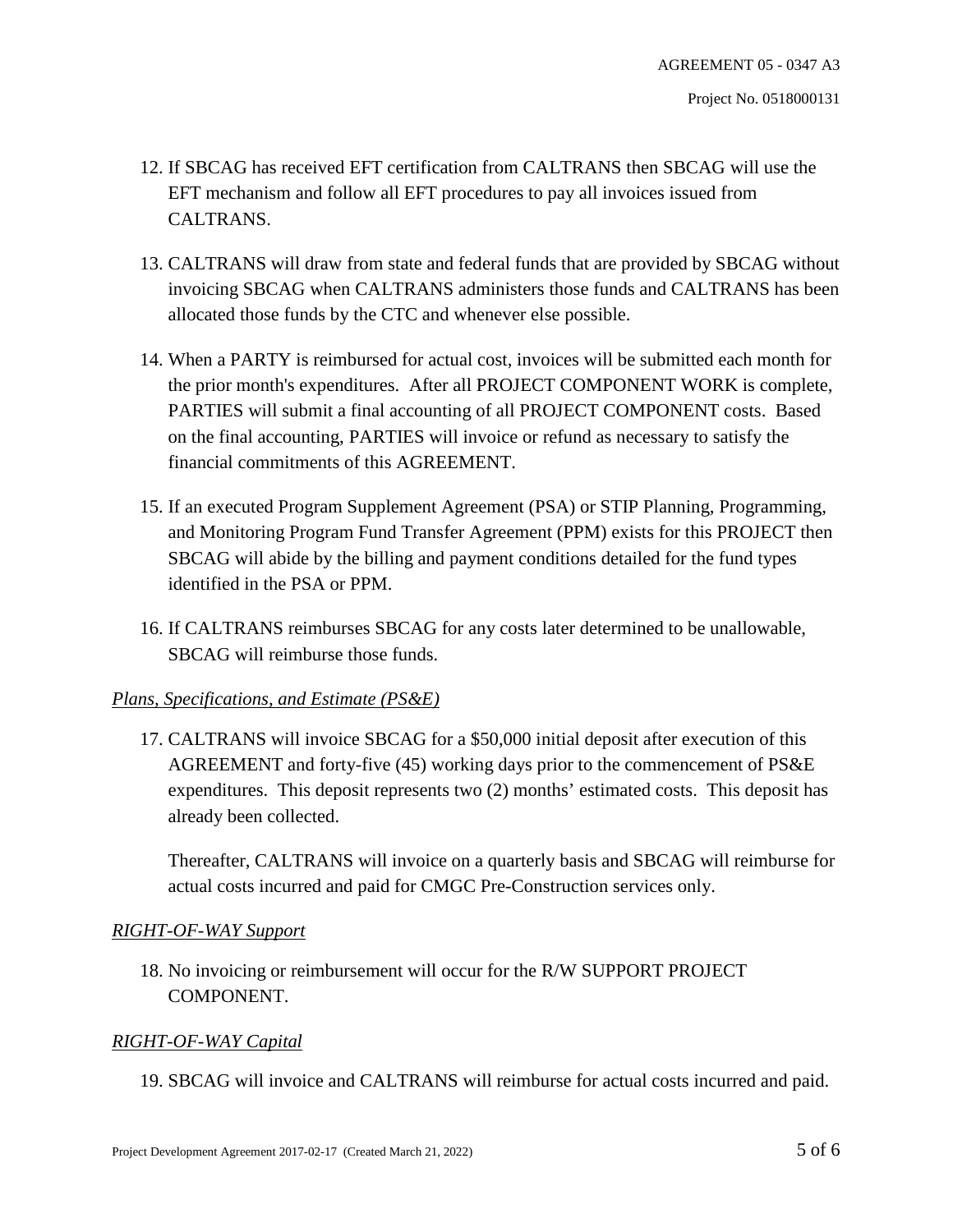12. If SBCAG has received EFT certification from CALTRANS then SBCAG will use the EFT mechanism and follow all EFT procedures to pay all invoices issued from CALTRANS.

13. CALTRANS will draw from state and federal funds that are provided by SBCAG without invoicing SBCAG when CALTRANS administers those funds and CALTRANS has been allocated those funds by the CTC and whenever else possible.

14. When a PARTY is reimbursed for actual cost, invoices will be submitted each month for the prior month's expenditures. After all PROJECT COMPONENT WORK is complete, PARTIES will submit a final accounting of all PROJECT COMPONENT costs. Based on the final accounting, PARTIES will invoice or refund as necessary to satisfy the financial commitments of this AGREEMENT.

15. If an executed Program Supplement Agreement (PSA) or STIP Planning, Programming, and Monitoring Program Fund Transfer Agreement (PPM) exists for this PROJECT then SBCAG will abide by the billing and payment conditions detailed for the fund types identified in the PSA or PPM.

16. If CALTRANS reimburses SBCAG for any costs later determined to be unallowable, SBCAG will reimburse those funds.

*Plans, Specifications, and Estimate (PS&E)*

17. CALTRANS will invoice SBCAG for a $50,000 initial deposit after execution of this AGREEMENT and forty-five (45) working days prior to the commencement of PS&E expenditures. This deposit represents two (2) months' estimated costs. This deposit has already been collected.

    Thereafter, CALTRANS will invoice on a quarterly basis and SBCAG will reimburse for actual costs incurred and paid for CMGC Pre-Construction services only.

*RIGHT-OF-WAY Support*

18. No invoicing or reimbursement will occur for the R/W SUPPORT PROJECT COMPONENT.

*RIGHT-OF-WAY Capital*

19. SBCAG will invoice and CALTRANS will reimburse for actual costs incurred and paid.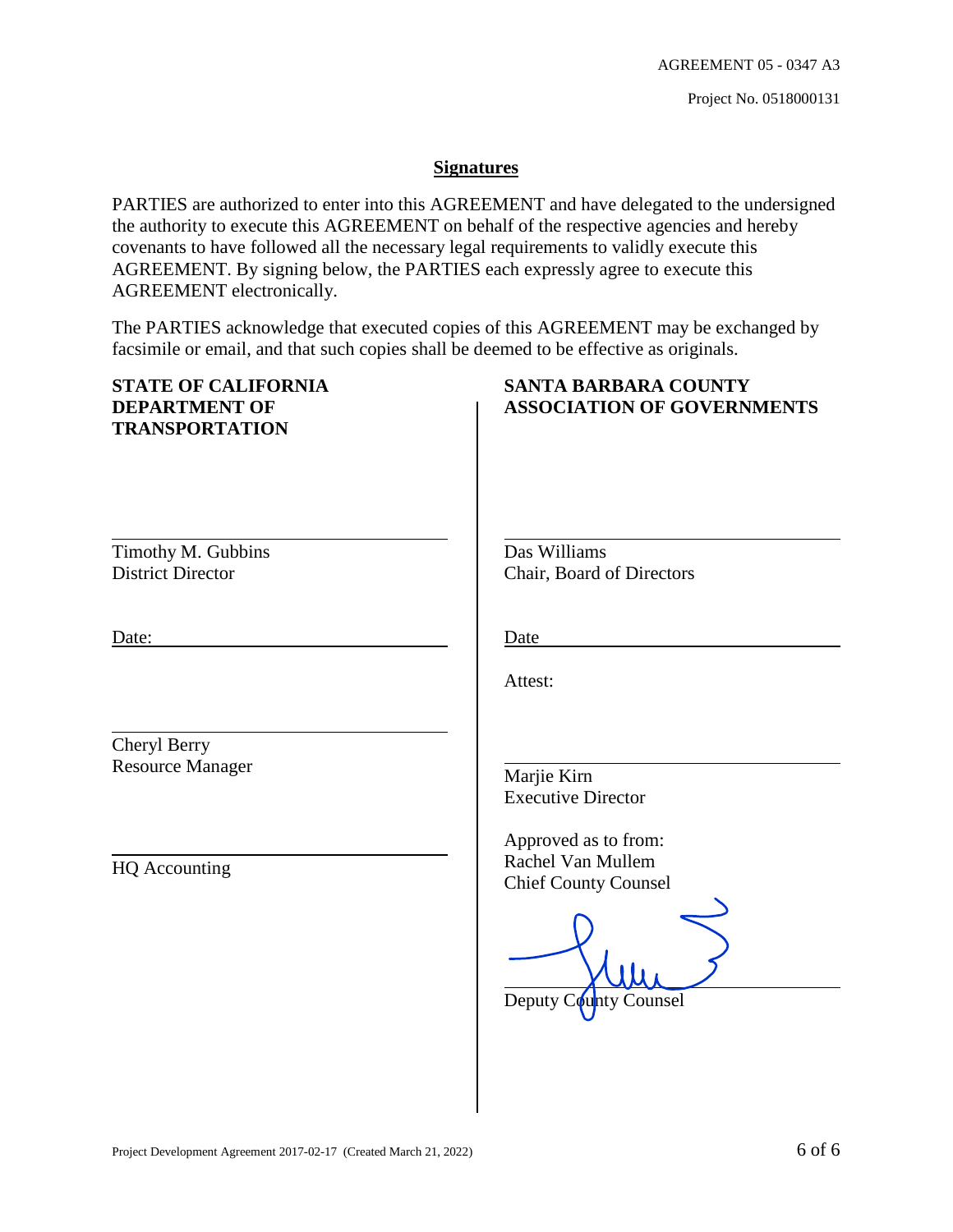AGREEMENT 05 - 0347 A3

Project No. 0518000131

## Signatures

PARTIES are authorized to enter into this AGREEMENT and have delegated to the undersigned the authority to execute this AGREEMENT on behalf of the respective agencies and hereby covenants to have followed all the necessary legal requirements to validly execute this AGREEMENT. By signing below, the PARTIES each expressly agree to execute this AGREEMENT electronically.

The PARTIES acknowledge that executed copies of this AGREEMENT may be exchanged by facsimile or email, and that such copies shall be deemed to be effective as originals.

**STATE OF CALIFORNIA DEPARTMENT OF TRANSPORTATION**

\_\_\_\_\_\_\_\_\_\_\_\_\_\_\_\_\_\_\_\_\_\_\_\_\_\_\_\_\_\_

Timothy M. Gubbins
District Director

Date: \_\_\_\_\_\_\_\_\_\_\_\_\_\_\_\_\_\_\_\_\_\_\_\_\_\_\_\_\_\_

\_\_\_\_\_\_\_\_\_\_\_\_\_\_\_\_\_\_\_\_\_\_\_\_\_\_\_\_\_\_

Cheryl Berry
Resource Manager

\_\_\_\_\_\_\_\_\_\_\_\_\_\_\_\_\_\_\_\_\_\_\_\_\_\_\_\_\_\_

HQ Accounting

**SANTA BARBARA COUNTY ASSOCIATION OF GOVERNMENTS**

\_\_\_\_\_\_\_\_\_\_\_\_\_\_\_\_\_\_\_\_\_\_\_\_\_\_\_\_\_\_

Das Williams
Chair, Board of Directors

Date \_\_\_\_\_\_\_\_\_\_\_\_\_\_\_\_\_\_\_\_\_\_\_\_\_\_\_\_\_\_

Attest:

\_\_\_\_\_\_\_\_\_\_\_\_\_\_\_\_\_\_\_\_\_\_\_\_\_\_\_\_\_\_

Marjie Kirn
Executive Director

Approved as to from:
Rachel Van Mullem
Chief County Counsel

\_\_\_\_\_\_\_\_\_\_\_\_\_\_\_\_\_\_\_\_\_\_\_\_\_\_\_\_\_\_

Deputy County Counsel

Project Development Agreement 2017-02-17 (Created March 21, 2022)